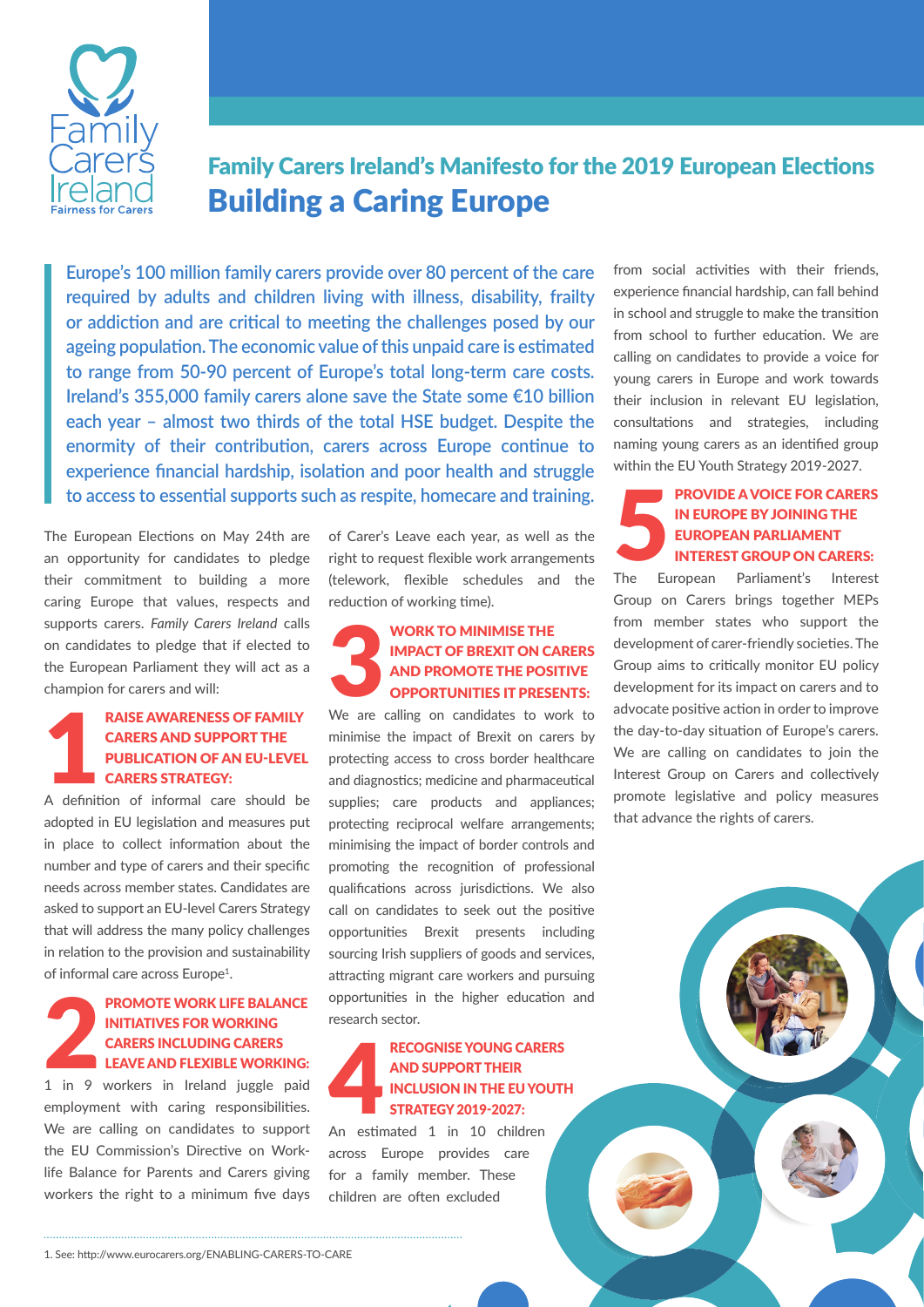Family Carers Ireland
Fairness for Carers

## Family Carers Ireland's Manifesto for the 2019 European Elections

# Building a Caring Europe

**Europe's 100 million family carers provide over 80 percent of the care required by adults and children living with illness, disability, frailty or addiction and are critical to meeting the challenges posed by our ageing population. The economic value of this unpaid care is estimated to range from 50-90 percent of Europe's total long-term care costs. Ireland's 355,000 family carers alone save the State some €10 billion each year – almost two thirds of the total HSE budget. Despite the enormity of their contribution, carers across Europe continue to experience financial hardship, isolation and poor health and struggle to access to essential supports such as respite, homecare and training.**

The European Elections on May 24th are an opportunity for candidates to pledge their commitment to building a more caring Europe that values, respects and supports carers. *Family Carers Ireland* calls on candidates to pledge that if elected to the European Parliament they will act as a champion for carers and will:

### 1 RAISE AWARENESS OF FAMILY CARERS AND SUPPORT THE PUBLICATION OF AN EU-LEVEL CARERS STRATEGY:

A definition of informal care should be adopted in EU legislation and measures put in place to collect information about the number and type of carers and their specific needs across member states. Candidates are asked to support an EU-level Carers Strategy that will address the many policy challenges in relation to the provision and sustainability of informal care across Europe[1].

### 2 PROMOTE WORK LIFE BALANCE INITIATIVES FOR WORKING CARERS INCLUDING CARERS LEAVE AND FLEXIBLE WORKING:

1 in 9 workers in Ireland juggle paid employment with caring responsibilities. We are calling on candidates to support the EU Commission's Directive on Work-life Balance for Parents and Carers giving workers the right to a minimum five days of Carer's Leave each year, as well as the right to request flexible work arrangements (telework, flexible schedules and the reduction of working time).

### 3 WORK TO MINIMISE THE IMPACT OF BREXIT ON CARERS AND PROMOTE THE POSITIVE OPPORTUNITIES IT PRESENTS:

We are calling on candidates to work to minimise the impact of Brexit on carers by protecting access to cross border healthcare and diagnostics; medicine and pharmaceutical supplies; care products and appliances; protecting reciprocal welfare arrangements; minimising the impact of border controls and promoting the recognition of professional qualifications across jurisdictions. We also call on candidates to seek out the positive opportunities Brexit presents including sourcing Irish suppliers of goods and services, attracting migrant care workers and pursuing opportunities in the higher education and research sector.

### 4 RECOGNISE YOUNG CARERS AND SUPPORT THEIR INCLUSION IN THE EU YOUTH STRATEGY 2019-2027:

An estimated 1 in 10 children across Europe provides care for a family member. These children are often excluded from social activities with their friends, experience financial hardship, can fall behind in school and struggle to make the transition from school to further education. We are calling on candidates to provide a voice for young carers in Europe and work towards their inclusion in relevant EU legislation, consultations and strategies, including naming young carers as an identified group within the EU Youth Strategy 2019-2027.

### 5 PROVIDE A VOICE FOR CARERS IN EUROPE BY JOINING THE EUROPEAN PARLIAMENT INTEREST GROUP ON CARERS:

The European Parliament's Interest Group on Carers brings together MEPs from member states who support the development of carer-friendly societies. The Group aims to critically monitor EU policy development for its impact on carers and to advocate positive action in order to improve the day-to-day situation of Europe's carers. We are calling on candidates to join the Interest Group on Carers and collectively promote legislative and policy measures that advance the rights of carers.

1. See: http://www.eurocarers.org/ENABLING-CARERS-TO-CARE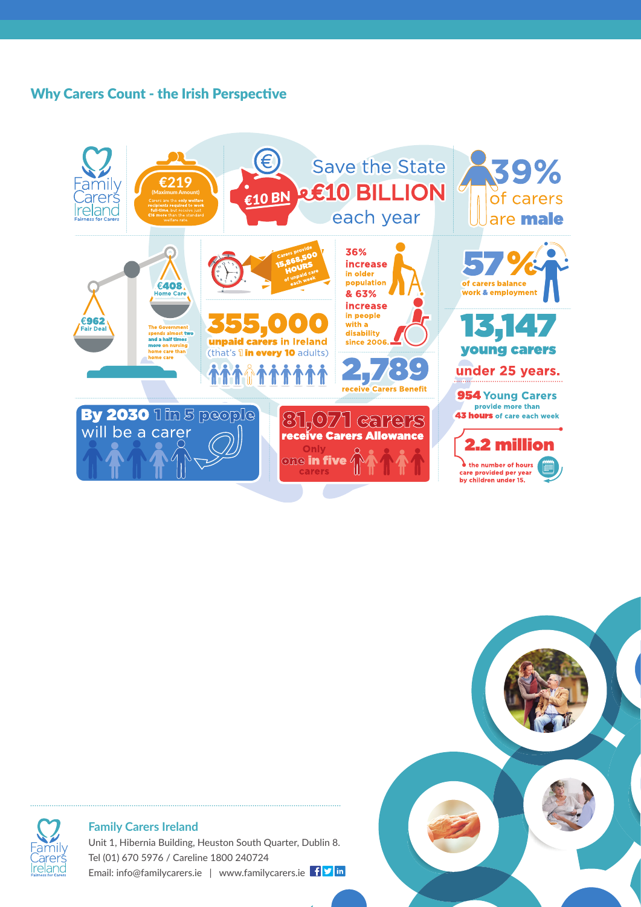## Why Carers Count - the Irish Perspective

Family Carers Ireland
Fairness for Carers

€219
(Maximum Amount)
Carers are the only welfare recipients required to work full-time, but receive just €16 more than the standard welfare rate.

€10 BN
Save the State €10 BILLION each year

39% of carers are male

€408 Home Care
€962 Fair Deal
The Government spends almost two and a half times more on nursing home care than home care

Carers provide 15,868,500 HOURS of unpaid care each week

355,000 unpaid carers in Ireland
(that's 1 in every 10 adults)

36% increase in older population & 63% increase in people with a disability since 2006.

2,789 receive Carers Benefit

57% of carers balance work & employment

13,147 young carers under 25 years.

954 Young Carers provide more than 43 hours of care each week

2.2 million the number of hours care provided per year by children under 15.

By 2030 1 in 5 people will be a carer

81,071 carers receive Carers Allowance
Only one in five carers

**Family Carers Ireland**
Unit 1, Hibernia Building, Heuston South Quarter, Dublin 8.
Tel (01) 670 5976 / Careline 1800 240724
Email: info@familycarers.ie | www.familycarers.ie